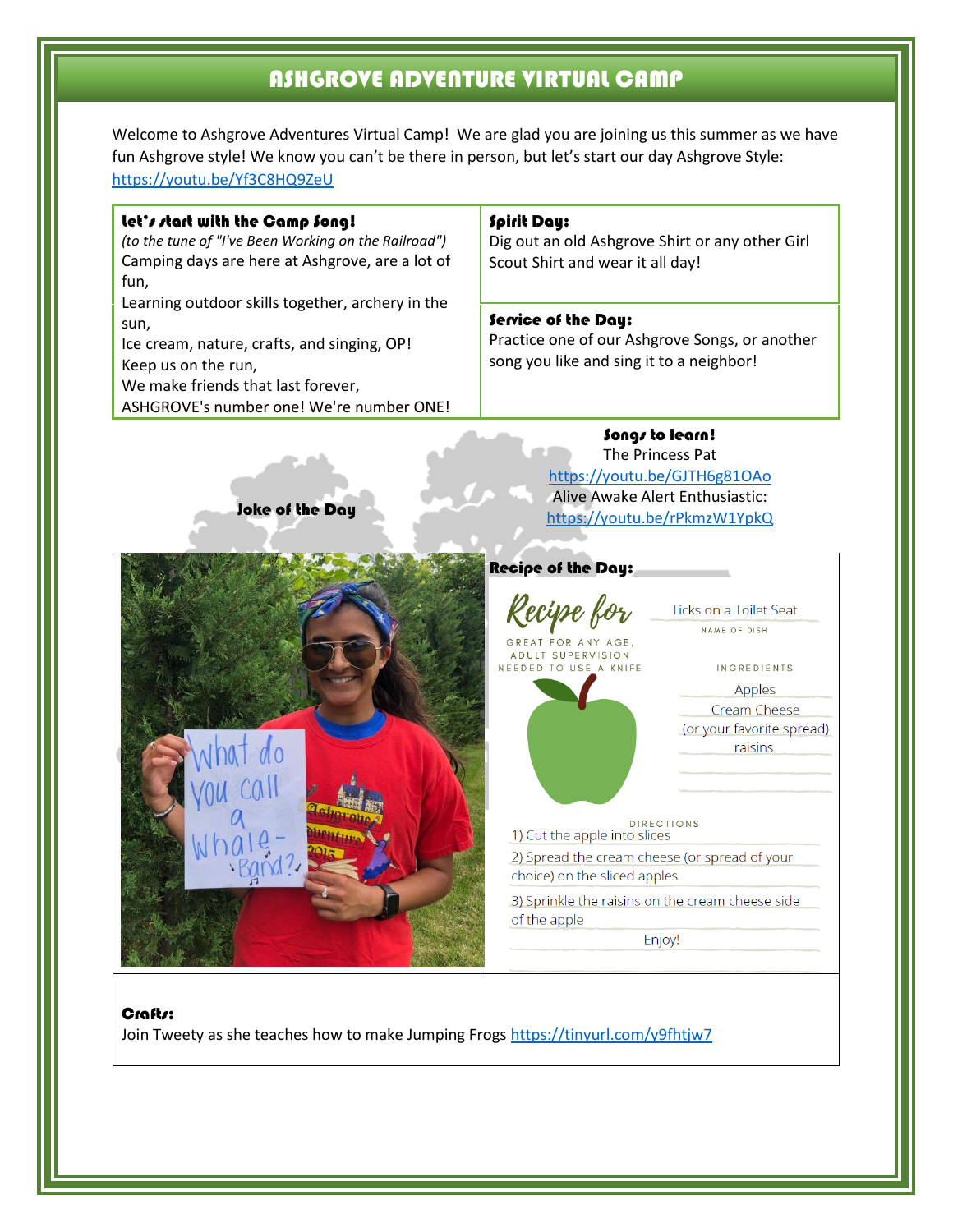# ASHGROVE ADVENTURE VIRTUAL CAMP

Welcome to Ashgrove Adventures Virtual Camp! We are glad you are joining us this summer as we have fun Ashgrove style! We know you can't be there in person, but let's start our day Ashgrove Style: https://youtu.be/Yf3C8HQ9ZeU

### Let's start with the Camp Song!

*(to the tune of "I've Been Working on the Railroad")*

Camping days are here at Ashgrove, are a lot of fun,
Learning outdoor skills together, archery in the sun,
Ice cream, nature, crafts, and singing, OP!
Keep us on the run,
We make friends that last forever,
ASHGROVE's number one! We're number ONE!

### Spirit Day:

Dig out an old Ashgrove Shirt or any other Girl Scout Shirt and wear it all day!

### Service of the Day:

Practice one of our Ashgrove Songs, or another song you like and sing it to a neighbor!

### Joke of the Day

What do you call a Whale-Band?

### Songs to learn!

The Princess Pat
https://youtu.be/GJTH6g81OAo
Alive Awake Alert Enthusiastic:
https://youtu.be/rPkmzW1YpkQ

### Recipe of the Day:

Recipe for **Ticks on a Toilet Seat**

NAME OF DISH

GREAT FOR ANY AGE, ADULT SUPERVISION NEEDED TO USE A KNIFE

INGREDIENTS

- Apples
- Cream Cheese (or your favorite spread)
- raisins

DIRECTIONS

1) Cut the apple into slices
2) Spread the cream cheese (or spread of your choice) on the sliced apples
3) Sprinkle the raisins on the cream cheese side of the apple

Enjoy!

### Crafts:

Join Tweety as she teaches how to make Jumping Frogs https://tinyurl.com/y9fhtjw7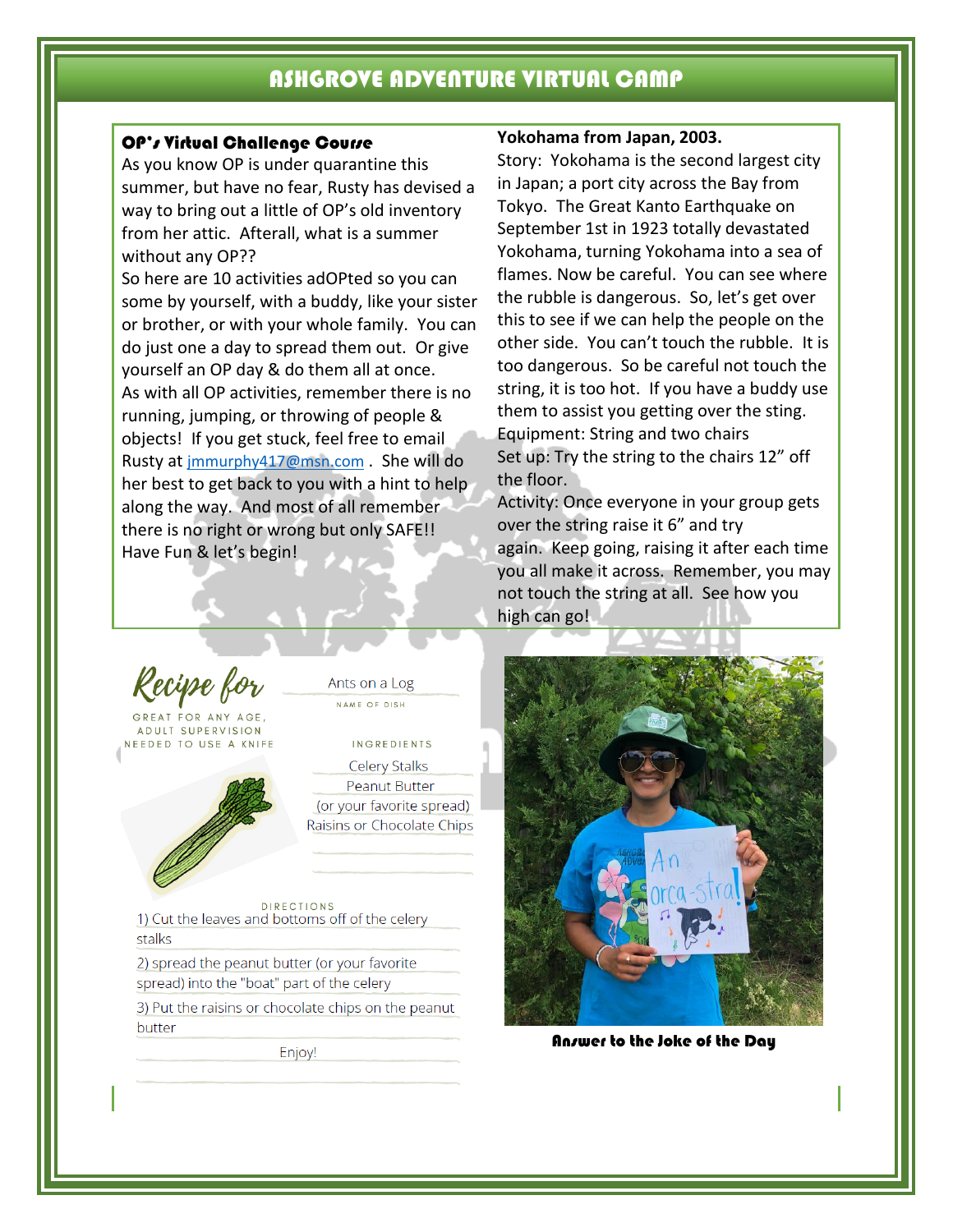# ASHGROVE ADVENTURE VIRTUAL CAMP

## OP's Virtual Challenge Course

As you know OP is under quarantine this summer, but have no fear, Rusty has devised a way to bring out a little of OP's old inventory from her attic. Afterall, what is a summer without any OP??

So here are 10 activities adOPted so you can some by yourself, with a buddy, like your sister or brother, or with your whole family. You can do just one a day to spread them out. Or give yourself an OP day & do them all at once.

As with all OP activities, remember there is no running, jumping, or throwing of people & objects! If you get stuck, feel free to email Rusty at jmmurphy417@msn.com . She will do her best to get back to you with a hint to help along the way. And most of all remember there is no right or wrong but only SAFE!! Have Fun & let's begin!

**Yokohama from Japan, 2003.**

Story: Yokohama is the second largest city in Japan; a port city across the Bay from Tokyo. The Great Kanto Earthquake on September 1st in 1923 totally devastated Yokohama, turning Yokohama into a sea of flames. Now be careful. You can see where the rubble is dangerous. So, let's get over this to see if we can help the people on the other side. You can't touch the rubble. It is too dangerous. So be careful not touch the string, it is too hot. If you have a buddy use them to assist you getting over the sting.

Equipment: String and two chairs

Set up: Try the string to the chairs 12" off the floor.

Activity: Once everyone in your group gets over the string raise it 6" and try again. Keep going, raising it after each time you all make it across. Remember, you may not touch the string at all. See how you high can go!

## Recipe for

GREAT FOR ANY AGE, ADULT SUPERVISION NEEDED TO USE A KNIFE

Ants on a Log

NAME OF DISH

INGREDIENTS

- Celery Stalks
- Peanut Butter (or your favorite spread)
- Raisins or Chocolate Chips

DIRECTIONS

1) Cut the leaves and bottoms off of the celery stalks
2) spread the peanut butter (or your favorite spread) into the "boat" part of the celery
3) Put the raisins or chocolate chips on the peanut butter

Enjoy!

**Answer to the Joke of the Day**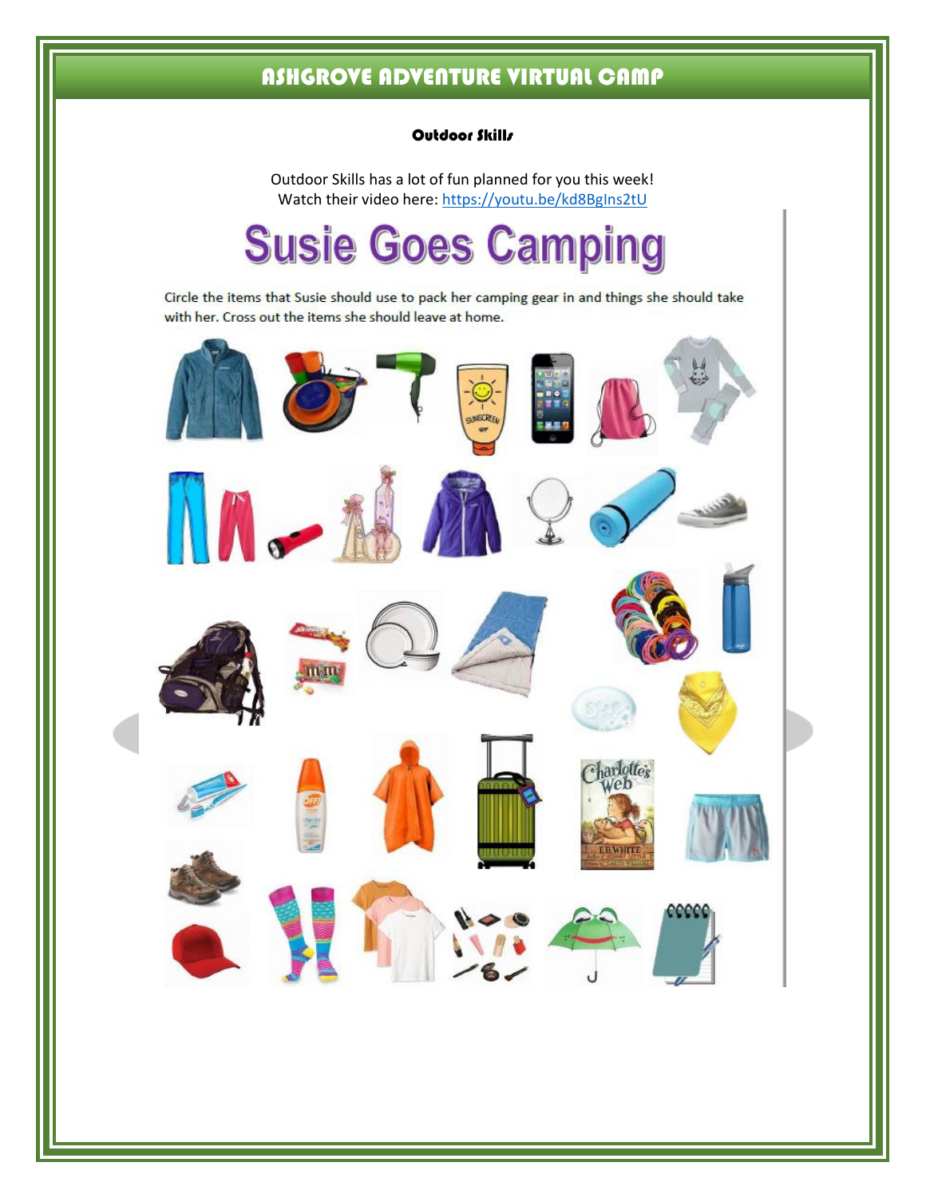# ASHGROVE ADVENTURE VIRTUAL CAMP

**Outdoor Skills**

Outdoor Skills has a lot of fun planned for you this week!
Watch their video here: https://youtu.be/kd8BgIns2tU

## Susie Goes Camping

Circle the items that Susie should use to pack her camping gear in and things she should take with her. Cross out the items she should leave at home.